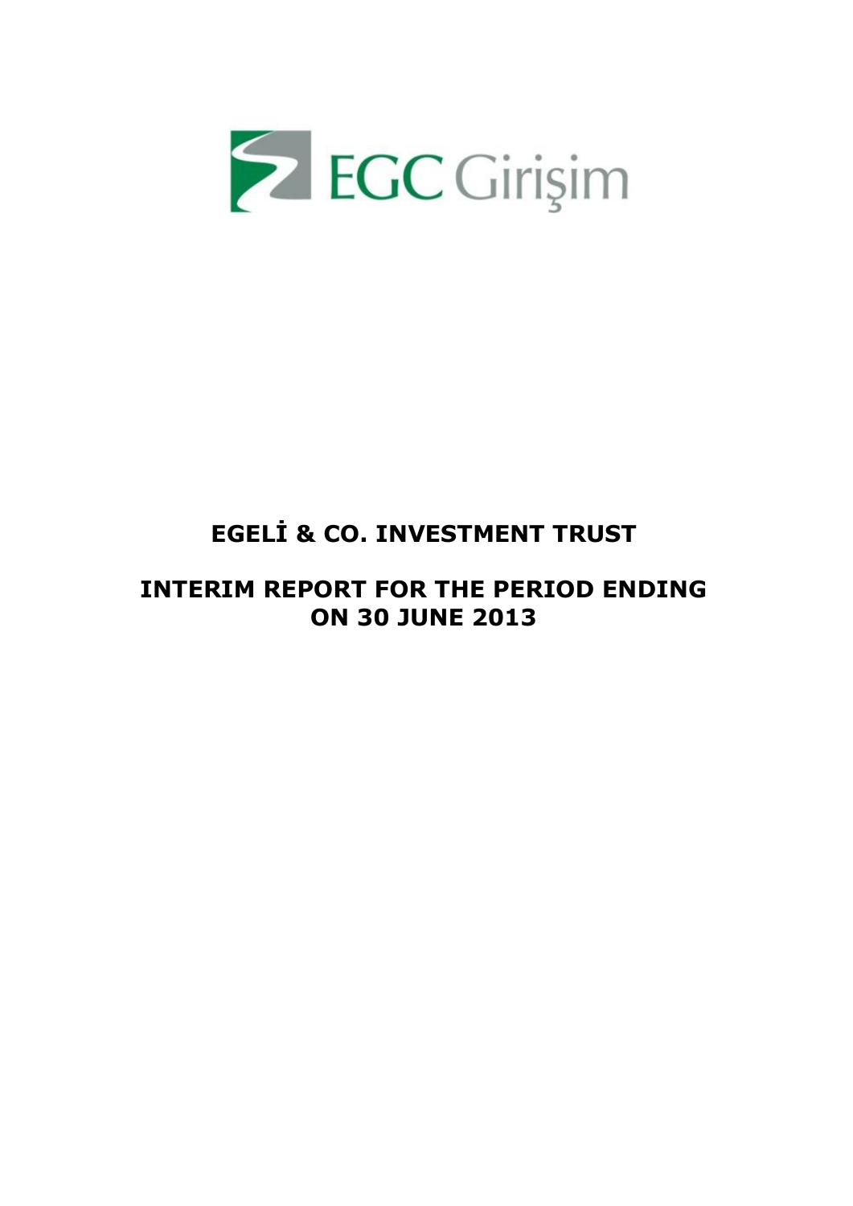EGC Girişim

# EGELİ & CO. INVESTMENT TRUST

# INTERIM REPORT FOR THE PERIOD ENDING ON 30 JUNE 2013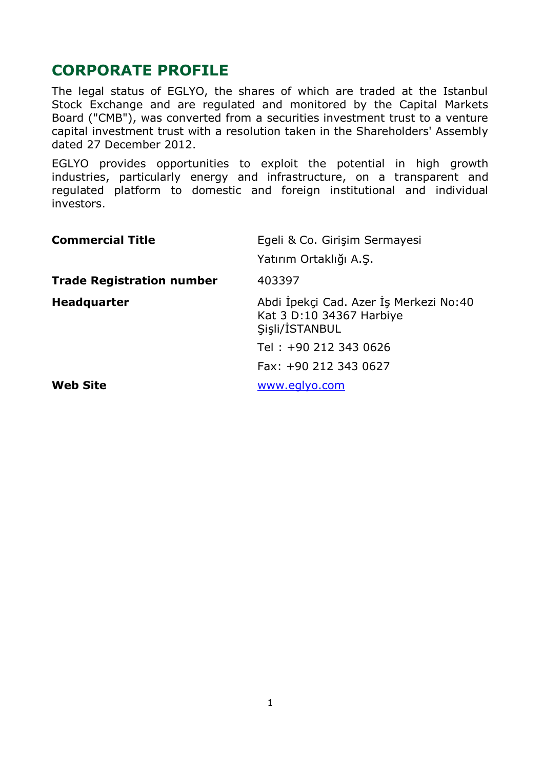# CORPORATE PROFILE

The legal status of EGLYO, the shares of which are traded at the Istanbul Stock Exchange and are regulated and monitored by the Capital Markets Board ("CMB"), was converted from a securities investment trust to a venture capital investment trust with a resolution taken in the Shareholders' Assembly dated 27 December 2012.

EGLYO provides opportunities to exploit the potential in high growth industries, particularly energy and infrastructure, on a transparent and regulated platform to domestic and foreign institutional and individual investors.

| | |
|---|---|
| **Commercial Title** | Egeli & Co. Girişim Sermayesi Yatırım Ortaklığı A.Ş. |
| **Trade Registration number** | 403397 |
| **Headquarter** | Abdi İpekçi Cad. Azer İş Merkezi No:40 Kat 3 D:10 34367 Harbiye Şişli/İSTANBUL |
| | Tel : +90 212 343 0626 |
| | Fax: +90 212 343 0627 |
| **Web Site** | www.eglyo.com |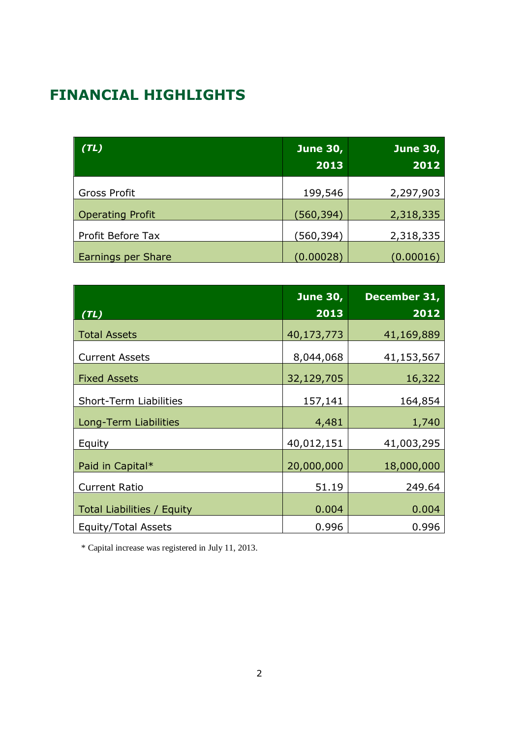# FINANCIAL HIGHLIGHTS

| *(TL)* | June 30, 2013 | June 30, 2012 |
|---|---|---|
| Gross Profit | 199,546 | 2,297,903 |
| Operating Profit | (560,394) | 2,318,335 |
| Profit Before Tax | (560,394) | 2,318,335 |
| Earnings per Share | (0.00028) | (0.00016) |

| *(TL)* | June 30, 2013 | December 31, 2012 |
|---|---|---|
| Total Assets | 40,173,773 | 41,169,889 |
| Current Assets | 8,044,068 | 41,153,567 |
| Fixed Assets | 32,129,705 | 16,322 |
| Short-Term Liabilities | 157,141 | 164,854 |
| Long-Term Liabilities | 4,481 | 1,740 |
| Equity | 40,012,151 | 41,003,295 |
| Paid in Capital* | 20,000,000 | 18,000,000 |
| Current Ratio | 51.19 | 249.64 |
| Total Liabilities / Equity | 0.004 | 0.004 |
| Equity/Total Assets | 0.996 | 0.996 |

\* Capital increase was registered in July 11, 2013.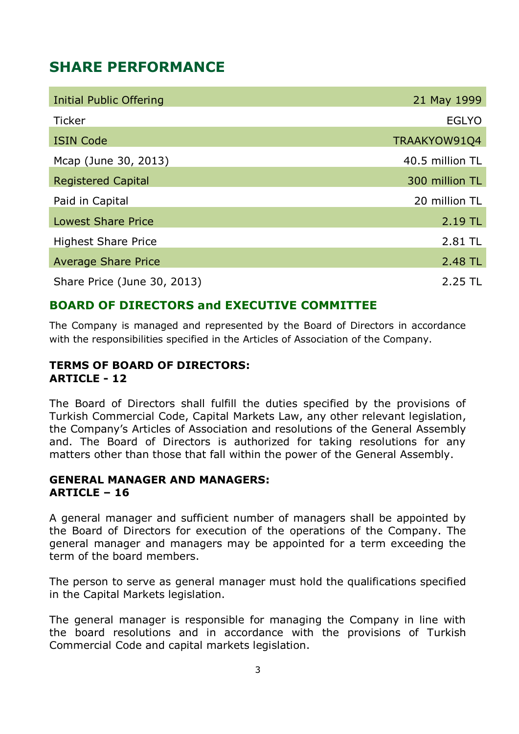## SHARE PERFORMANCE

| | |
|---|---|
| Initial Public Offering | 21 May 1999 |
| Ticker | EGLYO |
| ISIN Code | TRAAKYOW91Q4 |
| Mcap (June 30, 2013) | 40.5 million TL |
| Registered Capital | 300 million TL |
| Paid in Capital | 20 million TL |
| Lowest Share Price | 2.19 TL |
| Highest Share Price | 2.81 TL |
| Average Share Price | 2.48 TL |
| Share Price (June 30, 2013) | 2.25 TL |

## BOARD OF DIRECTORS and EXECUTIVE COMMITTEE

The Company is managed and represented by the Board of Directors in accordance with the responsibilities specified in the Articles of Association of the Company.

**TERMS OF BOARD OF DIRECTORS:**
**ARTICLE - 12**

The Board of Directors shall fulfill the duties specified by the provisions of Turkish Commercial Code, Capital Markets Law, any other relevant legislation, the Company's Articles of Association and resolutions of the General Assembly and. The Board of Directors is authorized for taking resolutions for any matters other than those that fall within the power of the General Assembly.

**GENERAL MANAGER AND MANAGERS:**
**ARTICLE – 16**

A general manager and sufficient number of managers shall be appointed by the Board of Directors for execution of the operations of the Company. The general manager and managers may be appointed for a term exceeding the term of the board members.

The person to serve as general manager must hold the qualifications specified in the Capital Markets legislation.

The general manager is responsible for managing the Company in line with the board resolutions and in accordance with the provisions of Turkish Commercial Code and capital markets legislation.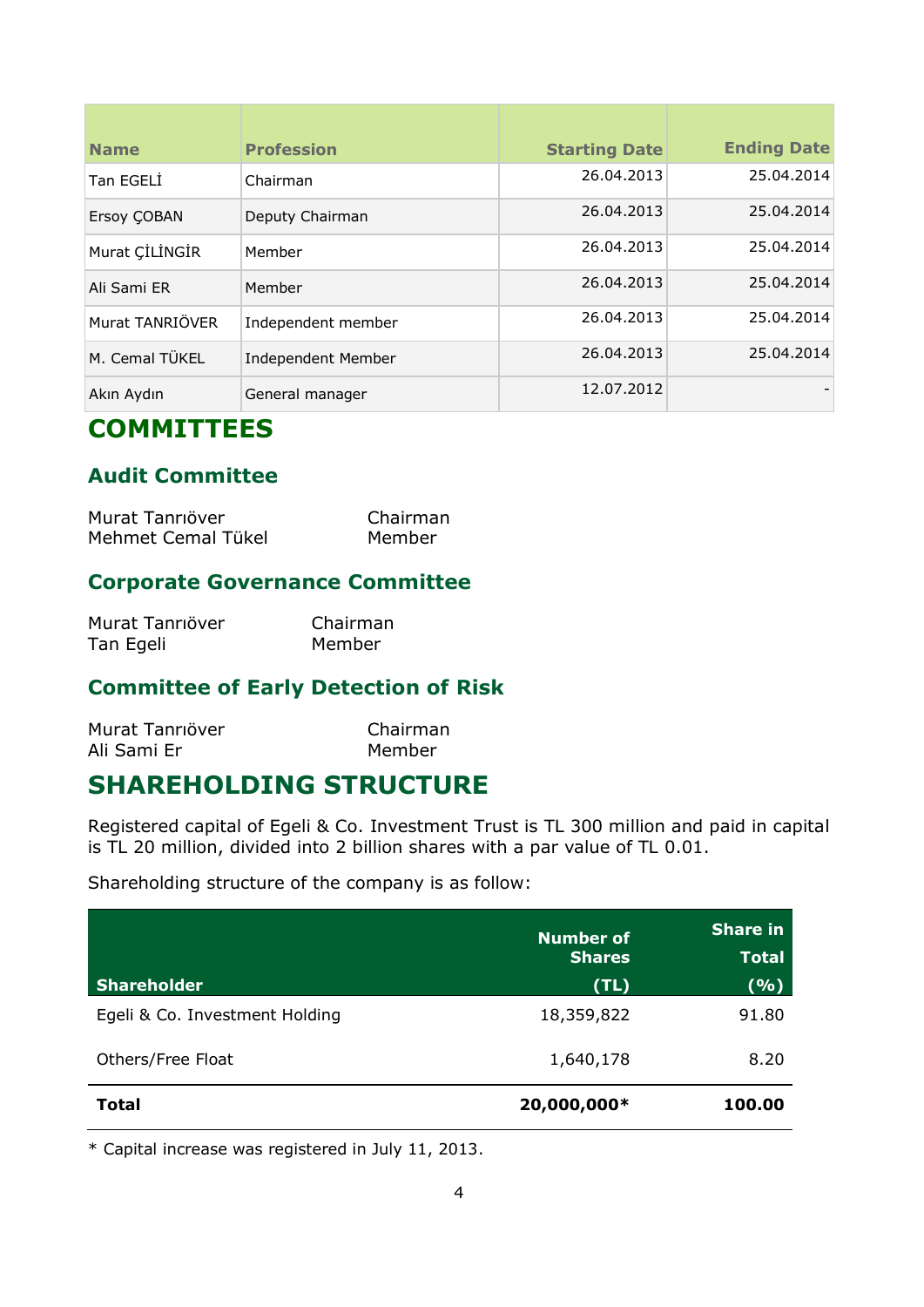| Name | Profession | Starting Date | Ending Date |
|---|---|---|---|
| Tan EGELİ | Chairman | 26.04.2013 | 25.04.2014 |
| Ersoy ÇOBAN | Deputy Chairman | 26.04.2013 | 25.04.2014 |
| Murat ÇİLİNGİR | Member | 26.04.2013 | 25.04.2014 |
| Ali Sami ER | Member | 26.04.2013 | 25.04.2014 |
| Murat TANRIÖVER | Independent member | 26.04.2013 | 25.04.2014 |
| M. Cemal TÜKEL | Independent Member | 26.04.2013 | 25.04.2014 |
| Akın Aydın | General manager | 12.07.2012 | - |

# COMMITTEES

## Audit Committee

Murat Tanrıöver Chairman
Mehmet Cemal Tükel Member

## Corporate Governance Committee

Murat Tanrıöver Chairman
Tan Egeli Member

## Committee of Early Detection of Risk

Murat Tanrıöver Chairman
Ali Sami Er Member

# SHAREHOLDING STRUCTURE

Registered capital of Egeli & Co. Investment Trust is TL 300 million and paid in capital is TL 20 million, divided into 2 billion shares with a par value of TL 0.01.

Shareholding structure of the company is as follow:

| Shareholder | Number of Shares (TL) | Share in Total (%) |
|---|---|---|
| Egeli & Co. Investment Holding | 18,359,822 | 91.80 |
| Others/Free Float | 1,640,178 | 8.20 |
| **Total** | **20,000,000*** | **100.00** |

* Capital increase was registered in July 11, 2013.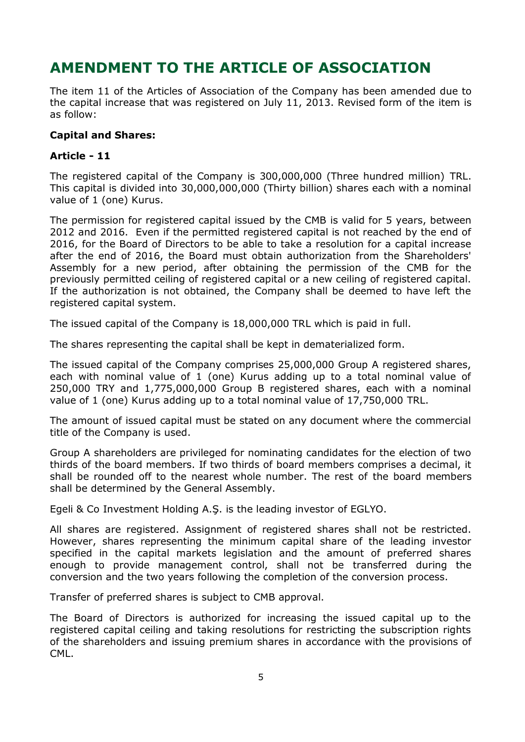# AMENDMENT TO THE ARTICLE OF ASSOCIATION

The item 11 of the Articles of Association of the Company has been amended due to the capital increase that was registered on July 11, 2013. Revised form of the item is as follow:

**Capital and Shares:**

**Article - 11**

The registered capital of the Company is 300,000,000 (Three hundred million) TRL. This capital is divided into 30,000,000,000 (Thirty billion) shares each with a nominal value of 1 (one) Kurus.

The permission for registered capital issued by the CMB is valid for 5 years, between 2012 and 2016. Even if the permitted registered capital is not reached by the end of 2016, for the Board of Directors to be able to take a resolution for a capital increase after the end of 2016, the Board must obtain authorization from the Shareholders' Assembly for a new period, after obtaining the permission of the CMB for the previously permitted ceiling of registered capital or a new ceiling of registered capital. If the authorization is not obtained, the Company shall be deemed to have left the registered capital system.

The issued capital of the Company is 18,000,000 TRL which is paid in full.

The shares representing the capital shall be kept in dematerialized form.

The issued capital of the Company comprises 25,000,000 Group A registered shares, each with nominal value of 1 (one) Kurus adding up to a total nominal value of 250,000 TRY and 1,775,000,000 Group B registered shares, each with a nominal value of 1 (one) Kurus adding up to a total nominal value of 17,750,000 TRL.

The amount of issued capital must be stated on any document where the commercial title of the Company is used.

Group A shareholders are privileged for nominating candidates for the election of two thirds of the board members. If two thirds of board members comprises a decimal, it shall be rounded off to the nearest whole number. The rest of the board members shall be determined by the General Assembly.

Egeli & Co Investment Holding A.Ş. is the leading investor of EGLYO.

All shares are registered. Assignment of registered shares shall not be restricted. However, shares representing the minimum capital share of the leading investor specified in the capital markets legislation and the amount of preferred shares enough to provide management control, shall not be transferred during the conversion and the two years following the completion of the conversion process.

Transfer of preferred shares is subject to CMB approval.

The Board of Directors is authorized for increasing the issued capital up to the registered capital ceiling and taking resolutions for restricting the subscription rights of the shareholders and issuing premium shares in accordance with the provisions of CML.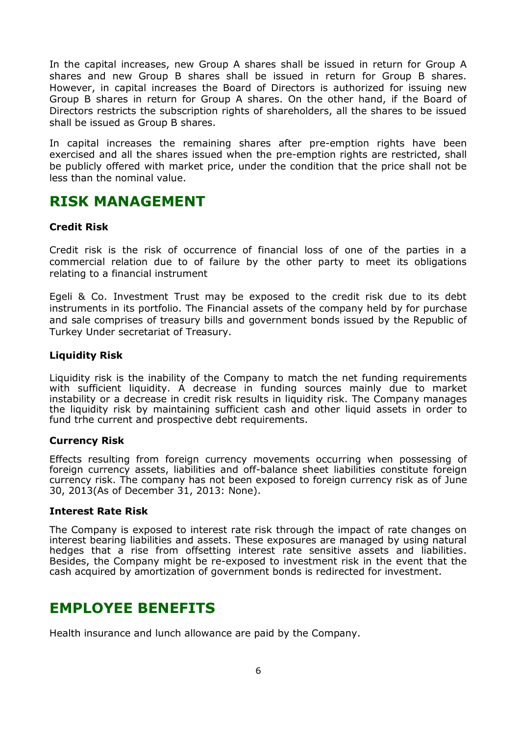In the capital increases, new Group A shares shall be issued in return for Group A shares and new Group B shares shall be issued in return for Group B shares. However, in capital increases the Board of Directors is authorized for issuing new Group B shares in return for Group A shares. On the other hand, if the Board of Directors restricts the subscription rights of shareholders, all the shares to be issued shall be issued as Group B shares.

In capital increases the remaining shares after pre-emption rights have been exercised and all the shares issued when the pre-emption rights are restricted, shall be publicly offered with market price, under the condition that the price shall not be less than the nominal value.

# RISK MANAGEMENT

**Credit Risk**

Credit risk is the risk of occurrence of financial loss of one of the parties in a commercial relation due to of failure by the other party to meet its obligations relating to a financial instrument

Egeli & Co. Investment Trust may be exposed to the credit risk due to its debt instruments in its portfolio. The Financial assets of the company held by for purchase and sale comprises of treasury bills and government bonds issued by the Republic of Turkey Under secretariat of Treasury.

**Liquidity Risk**

Liquidity risk is the inability of the Company to match the net funding requirements with sufficient liquidity. A decrease in funding sources mainly due to market instability or a decrease in credit risk results in liquidity risk. The Company manages the liquidity risk by maintaining sufficient cash and other liquid assets in order to fund trhe current and prospective debt requirements.

**Currency Risk**

Effects resulting from foreign currency movements occurring when possessing of foreign currency assets, liabilities and off-balance sheet liabilities constitute foreign currency risk. The company has not been exposed to foreign currency risk as of June 30, 2013(As of December 31, 2013: None).

**Interest Rate Risk**

The Company is exposed to interest rate risk through the impact of rate changes on interest bearing liabilities and assets. These exposures are managed by using natural hedges that a rise from offsetting interest rate sensitive assets and liabilities. Besides, the Company might be re-exposed to investment risk in the event that the cash acquired by amortization of government bonds is redirected for investment.

# EMPLOYEE BENEFITS

Health insurance and lunch allowance are paid by the Company.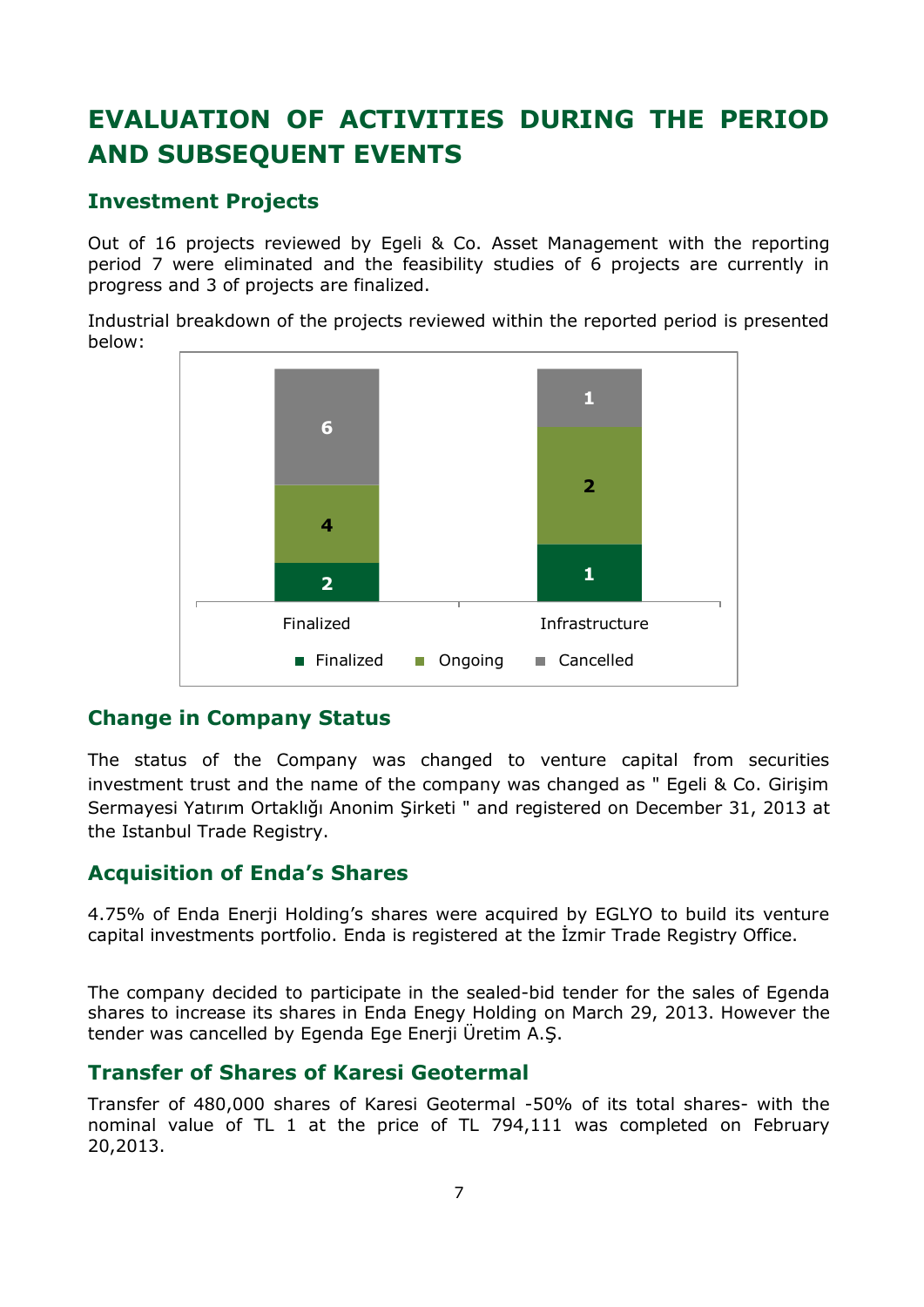# EVALUATION OF ACTIVITIES DURING THE PERIOD AND SUBSEQUENT EVENTS

## Investment Projects

Out of 16 projects reviewed by Egeli & Co. Asset Management with the reporting period 7 were eliminated and the feasibility studies of 6 projects are currently in progress and 3 of projects are finalized.

Industrial breakdown of the projects reviewed within the reported period is presented below:

| | Finalized | Ongoing | Cancelled |
|---|---|---|---|
| Finalized | 2 | 4 | 6 |
| Infrastructure | 1 | 2 | 1 |

## Change in Company Status

The status of the Company was changed to venture capital from securities investment trust and the name of the company was changed as " Egeli & Co. Girişim Sermayesi Yatırım Ortaklığı Anonim Şirketi " and registered on December 31, 2013 at the Istanbul Trade Registry.

## Acquisition of Enda's Shares

4.75% of Enda Enerji Holding's shares were acquired by EGLYO to build its venture capital investments portfolio. Enda is registered at the İzmir Trade Registry Office.

The company decided to participate in the sealed-bid tender for the sales of Egenda shares to increase its shares in Enda Enegy Holding on March 29, 2013. However the tender was cancelled by Egenda Ege Enerji Üretim A.Ş.

## Transfer of Shares of Karesi Geotermal

Transfer of 480,000 shares of Karesi Geotermal -50% of its total shares- with the nominal value of TL 1 at the price of TL 794,111 was completed on February 20,2013.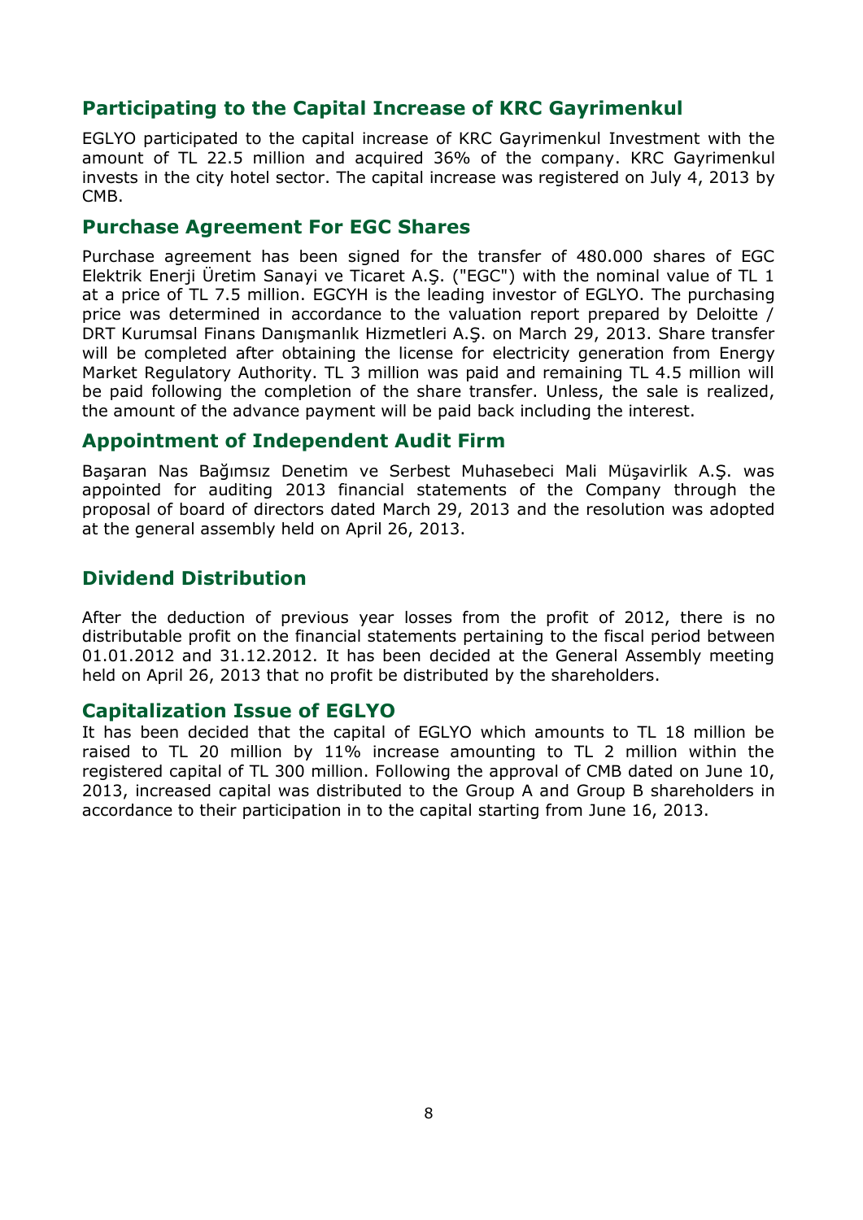## Participating to the Capital Increase of KRC Gayrimenkul

EGLYO participated to the capital increase of KRC Gayrimenkul Investment with the amount of TL 22.5 million and acquired 36% of the company. KRC Gayrimenkul invests in the city hotel sector. The capital increase was registered on July 4, 2013 by CMB.

## Purchase Agreement For EGC Shares

Purchase agreement has been signed for the transfer of 480.000 shares of EGC Elektrik Enerji Üretim Sanayi ve Ticaret A.Ş. ("EGC") with the nominal value of TL 1 at a price of TL 7.5 million. EGCYH is the leading investor of EGLYO. The purchasing price was determined in accordance to the valuation report prepared by Deloitte / DRT Kurumsal Finans Danışmanlık Hizmetleri A.Ş. on March 29, 2013. Share transfer will be completed after obtaining the license for electricity generation from Energy Market Regulatory Authority. TL 3 million was paid and remaining TL 4.5 million will be paid following the completion of the share transfer. Unless, the sale is realized, the amount of the advance payment will be paid back including the interest.

## Appointment of Independent Audit Firm

Başaran Nas Bağımsız Denetim ve Serbest Muhasebeci Mali Müşavirlik A.Ş. was appointed for auditing 2013 financial statements of the Company through the proposal of board of directors dated March 29, 2013 and the resolution was adopted at the general assembly held on April 26, 2013.

## Dividend Distribution

After the deduction of previous year losses from the profit of 2012, there is no distributable profit on the financial statements pertaining to the fiscal period between 01.01.2012 and 31.12.2012. It has been decided at the General Assembly meeting held on April 26, 2013 that no profit be distributed by the shareholders.

## Capitalization Issue of EGLYO

It has been decided that the capital of EGLYO which amounts to TL 18 million be raised to TL 20 million by 11% increase amounting to TL 2 million within the registered capital of TL 300 million. Following the approval of CMB dated on June 10, 2013, increased capital was distributed to the Group A and Group B shareholders in accordance to their participation in to the capital starting from June 16, 2013.